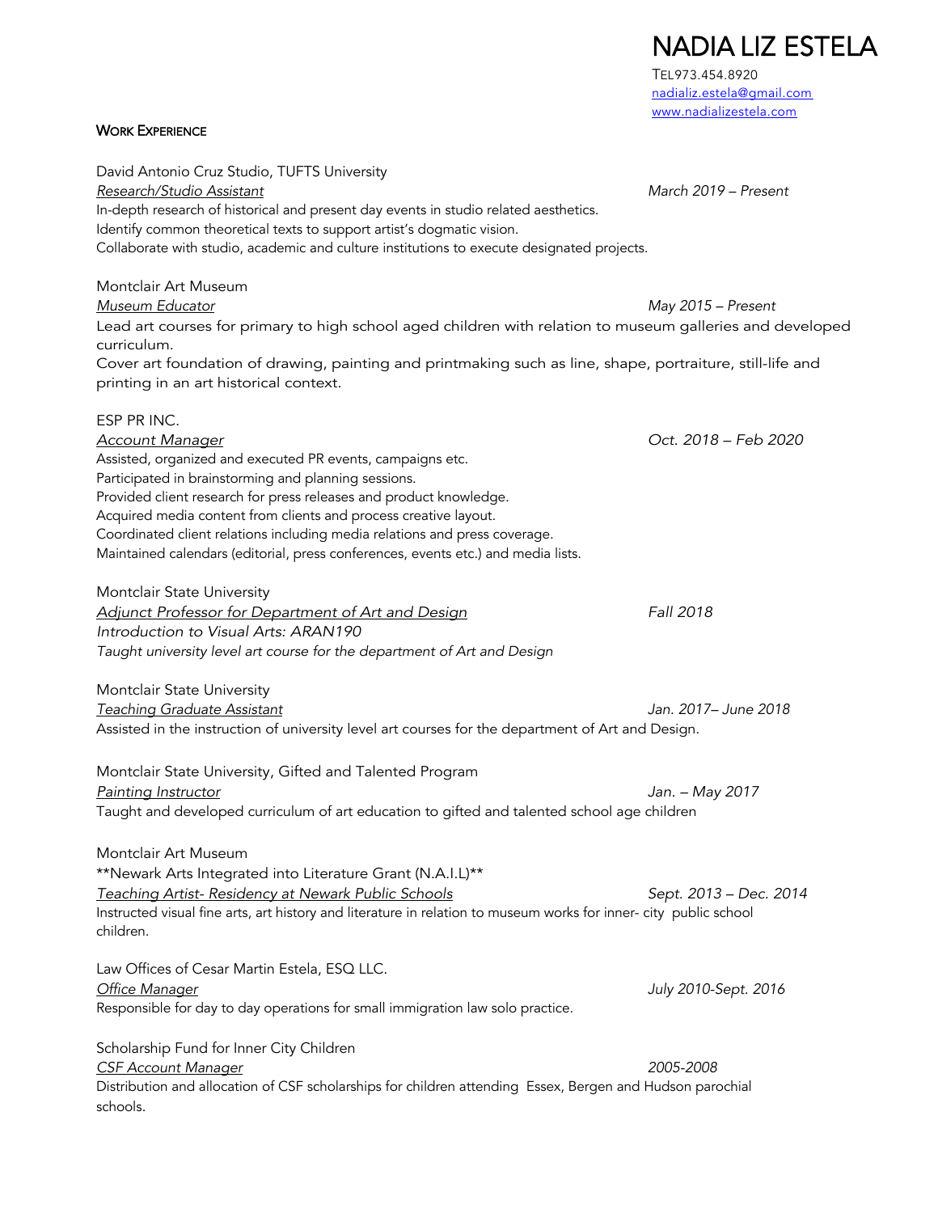# NADIA LIZ ESTELA

TEL973.454.8920
nadializ.estela@gmail.com
www.nadializestela.com

## WORK EXPERIENCE

David Antonio Cruz Studio, TUFTS University
*Research/Studio Assistant* — *March 2019 – Present*
In-depth research of historical and present day events in studio related aesthetics.
Identify common theoretical texts to support artist's dogmatic vision.
Collaborate with studio, academic and culture institutions to execute designated projects.

Montclair Art Museum
*Museum Educator* — *May 2015 – Present*
Lead art courses for primary to high school aged children with relation to museum galleries and developed curriculum.
Cover art foundation of drawing, painting and printmaking such as line, shape, portraiture, still-life and printing in an art historical context.

ESP PR INC.
*Account Manager* — *Oct. 2018 – Feb 2020*
Assisted, organized and executed PR events, campaigns etc.
Participated in brainstorming and planning sessions.
Provided client research for press releases and product knowledge.
Acquired media content from clients and process creative layout.
Coordinated client relations including media relations and press coverage.
Maintained calendars (editorial, press conferences, events etc.) and media lists.

Montclair State University
*Adjunct Professor for Department of Art and Design* — *Fall 2018*
*Introduction to Visual Arts: ARAN190*
*Taught university level art course for the department of Art and Design*

Montclair State University
*Teaching Graduate Assistant* — *Jan. 2017– June 2018*
Assisted in the instruction of university level art courses for the department of Art and Design.

Montclair State University, Gifted and Talented Program
*Painting Instructor* — *Jan. – May 2017*
Taught and developed curriculum of art education to gifted and talented school age children

Montclair Art Museum
**Newark Arts Integrated into Literature Grant (N.A.I.L)**
*Teaching Artist- Residency at Newark Public Schools* — *Sept. 2013 – Dec. 2014*
Instructed visual fine arts, art history and literature in relation to museum works for inner- city public school children.

Law Offices of Cesar Martin Estela, ESQ LLC.
*Office Manager* — *July 2010-Sept. 2016*
Responsible for day to day operations for small immigration law solo practice.

Scholarship Fund for Inner City Children
*CSF Account Manager* — *2005-2008*
Distribution and allocation of CSF scholarships for children attending Essex, Bergen and Hudson parochial schools.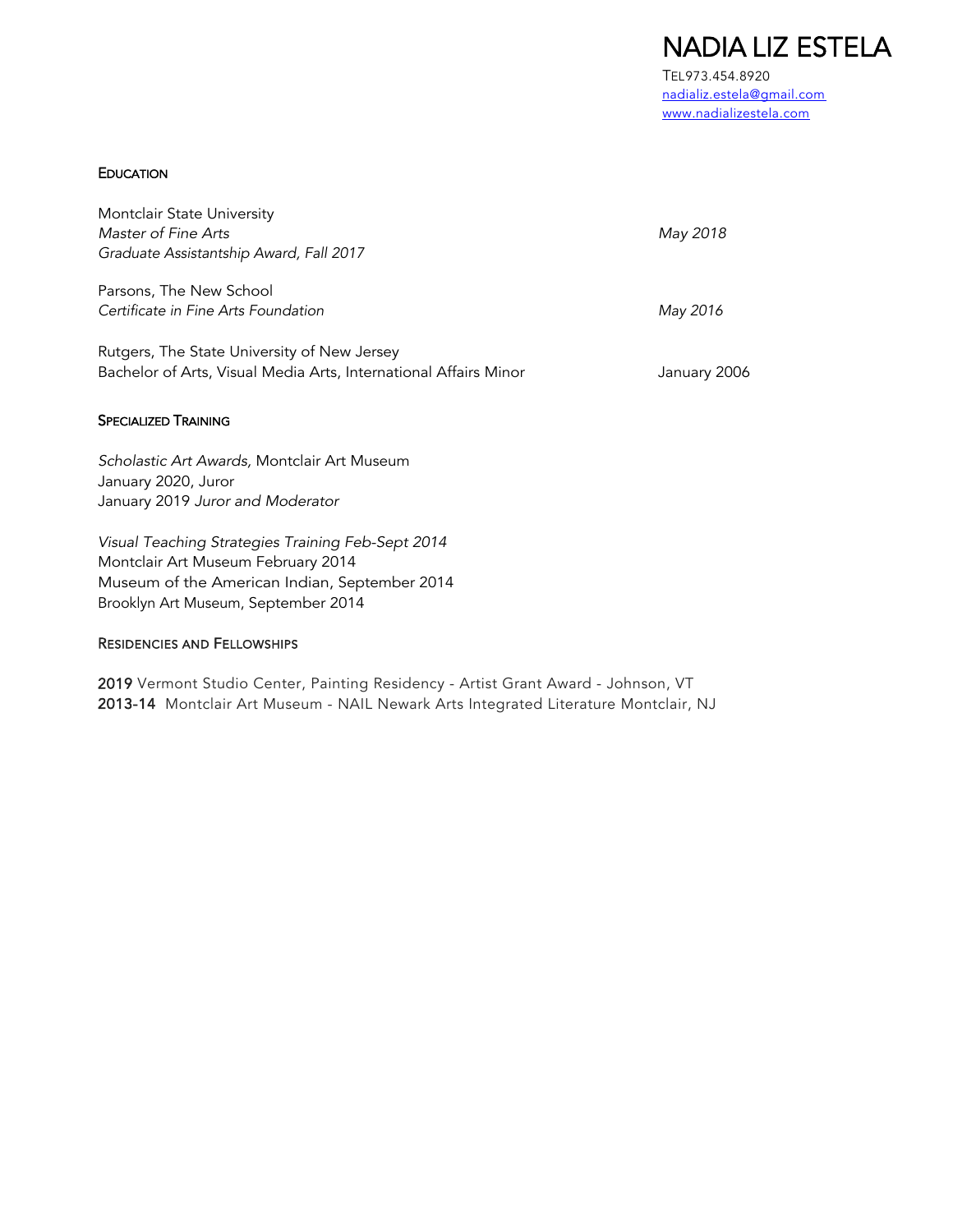# NADIA LIZ ESTELA

TEL973.454.8920
[nadializ.estela@gmail.com](mailto:nadializ.estela@gmail.com)
[www.nadializestela.com](http://www.nadializestela.com)

## EDUCATION

Montclair State University
*Master of Fine Arts* — *May 2018*
*Graduate Assistantship Award, Fall 2017*

Parsons, The New School
*Certificate in Fine Arts Foundation* — *May 2016*

Rutgers, The State University of New Jersey
Bachelor of Arts, Visual Media Arts, International Affairs Minor — January 2006

## SPECIALIZED TRAINING

*Scholastic Art Awards*, Montclair Art Museum
January 2020, Juror
January 2019 *Juror and Moderator*

*Visual Teaching Strategies Training Feb-Sept 2014*
Montclair Art Museum February 2014
Museum of the American Indian, September 2014
Brooklyn Art Museum, September 2014

## RESIDENCIES AND FELLOWSHIPS

**2019** Vermont Studio Center, Painting Residency - Artist Grant Award - Johnson, VT
**2013-14** Montclair Art Museum - NAIL Newark Arts Integrated Literature Montclair, NJ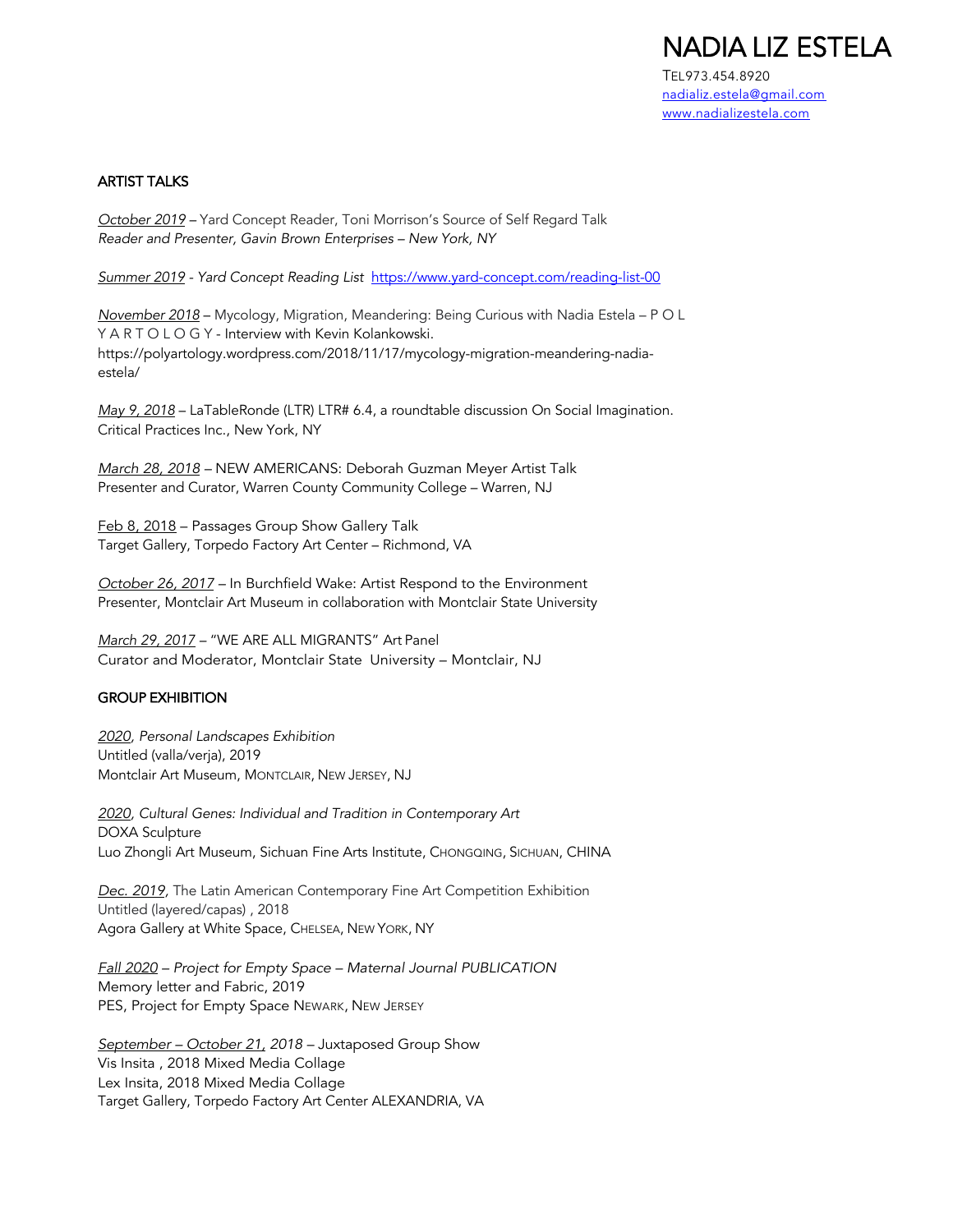# NADIA LIZ ESTELA

TEL973.454.8920
nadializ.estela@gmail.com
www.nadializestela.com

## ARTIST TALKS

*October 2019* – Yard Concept Reader, Toni Morrison's Source of Self Regard Talk
*Reader and Presenter, Gavin Brown Enterprises – New York, NY*

*Summer 2019 - Yard Concept Reading List* https://www.yard-concept.com/reading-list-00

*November 2018* – Mycology, Migration, Meandering: Being Curious with Nadia Estela – P O L Y A R T O L O G Y - Interview with Kevin Kolankowski.
https://polyartology.wordpress.com/2018/11/17/mycology-migration-meandering-nadia-estela/

*May 9, 2018* – LaTableRonde (LTR) LTR# 6.4, a roundtable discussion On Social Imagination. Critical Practices Inc., New York, NY

*March 28, 2018* – NEW AMERICANS: Deborah Guzman Meyer Artist Talk
Presenter and Curator, Warren County Community College – Warren, NJ

Feb 8, 2018 – Passages Group Show Gallery Talk
Target Gallery, Torpedo Factory Art Center – Richmond, VA

*October 26, 2017* – In Burchfield Wake: Artist Respond to the Environment
Presenter, Montclair Art Museum in collaboration with Montclair State University

*March 29, 2017* – "WE ARE ALL MIGRANTS" Art Panel
Curator and Moderator, Montclair State University – Montclair, NJ

## GROUP EXHIBITION

*2020, Personal Landscapes Exhibition*
Untitled (valla/verja), 2019
Montclair Art Museum, MONTCLAIR, NEW JERSEY, NJ

*2020, Cultural Genes: Individual and Tradition in Contemporary Art*
DOXA Sculpture
Luo Zhongli Art Museum, Sichuan Fine Arts Institute, CHONGQING, SICHUAN, CHINA

*Dec. 2019*, The Latin American Contemporary Fine Art Competition Exhibition
Untitled (layered/capas) , 2018
Agora Gallery at White Space, CHELSEA, NEW YORK, NY

*Fall 2020 – Project for Empty Space – Maternal Journal PUBLICATION*
Memory letter and Fabric, 2019
PES, Project for Empty Space NEWARK, NEW JERSEY

*September – October 21, 2018* – Juxtaposed Group Show
Vis Insita , 2018 Mixed Media Collage
Lex Insita, 2018 Mixed Media Collage
Target Gallery, Torpedo Factory Art Center ALEXANDRIA, VA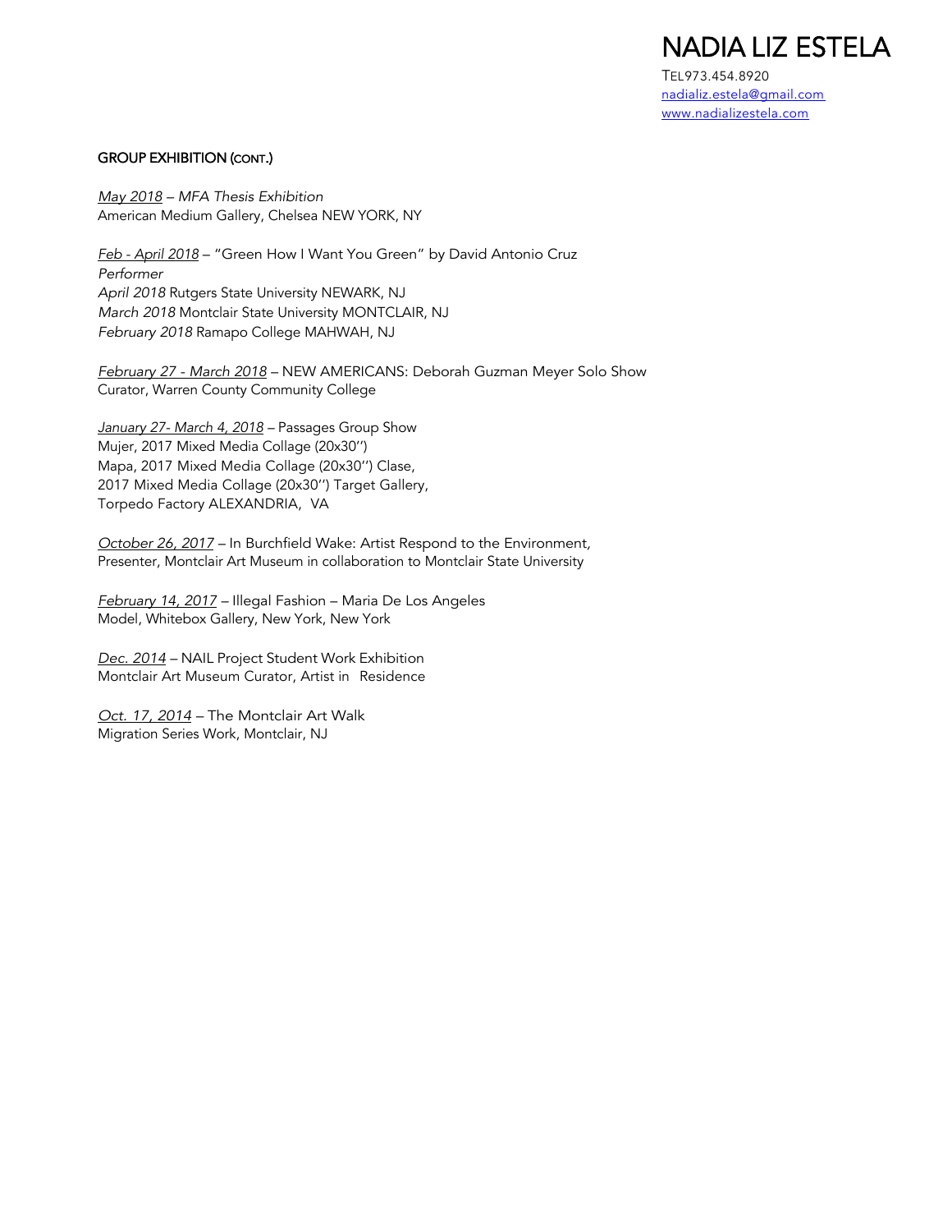# NADIA LIZ ESTELA

TEL973.454.8920
nadializ.estela@gmail.com
www.nadializestela.com

## GROUP EXHIBITION (CONT.)

*May 2018 – MFA Thesis Exhibition*
American Medium Gallery, Chelsea NEW YORK, NY

*Feb - April 2018* – "Green How I Want You Green" by David Antonio Cruz
*Performer*
*April 2018* Rutgers State University NEWARK, NJ
*March 2018* Montclair State University MONTCLAIR, NJ
*February 2018* Ramapo College MAHWAH, NJ

*February 27 - March 2018* – NEW AMERICANS: Deborah Guzman Meyer Solo Show
Curator, Warren County Community College

*January 27- March 4, 2018* – Passages Group Show
Mujer, 2017 Mixed Media Collage (20x30'')
Mapa, 2017 Mixed Media Collage (20x30'') Clase,
2017 Mixed Media Collage (20x30'') Target Gallery,
Torpedo Factory ALEXANDRIA, VA

*October 26, 2017* – In Burchfield Wake: Artist Respond to the Environment,
Presenter, Montclair Art Museum in collaboration to Montclair State University

*February 14, 2017* – Illegal Fashion – Maria De Los Angeles
Model, Whitebox Gallery, New York, New York

*Dec. 2014* – NAIL Project Student Work Exhibition
Montclair Art Museum Curator, Artist in Residence

*Oct. 17, 2014* – The Montclair Art Walk
Migration Series Work, Montclair, NJ